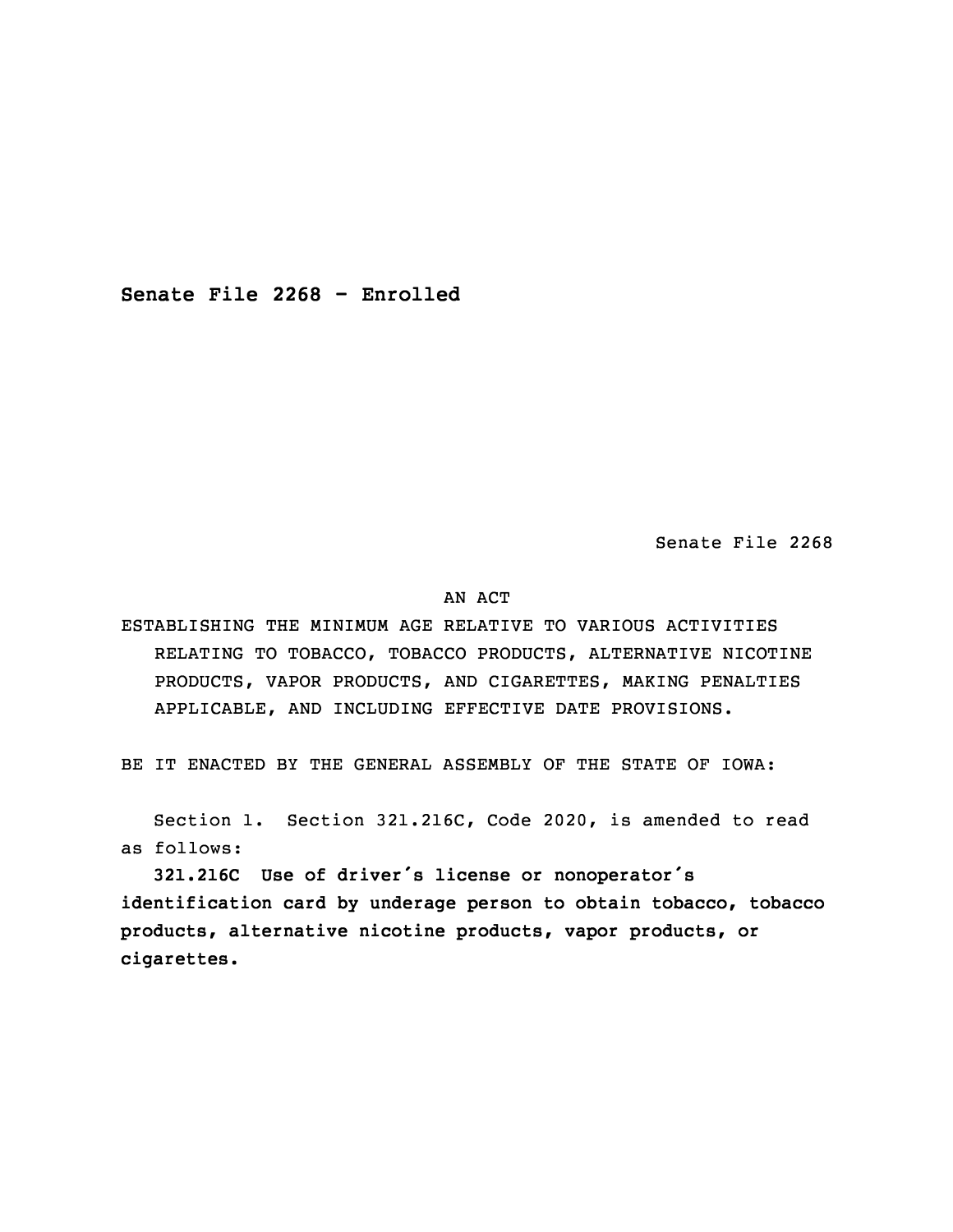**Senate File 2268 - Enrolled**

Senate File 2268

AN ACT

ESTABLISHING THE MINIMUM AGE RELATIVE TO VARIOUS ACTIVITIES RELATING TO TOBACCO, TOBACCO PRODUCTS, ALTERNATIVE NICOTINE PRODUCTS, VAPOR PRODUCTS, AND CIGARETTES, MAKING PENALTIES APPLICABLE, AND INCLUDING EFFECTIVE DATE PROVISIONS.

BE IT ENACTED BY THE GENERAL ASSEMBLY OF THE STATE OF IOWA:

Section 1. Section 321.216C, Code 2020, is amended to read as follows:

**321.216C Use of driver's license or nonoperator's identification card by underage person to obtain tobacco, tobacco products, alternative nicotine products, vapor products, or cigarettes.**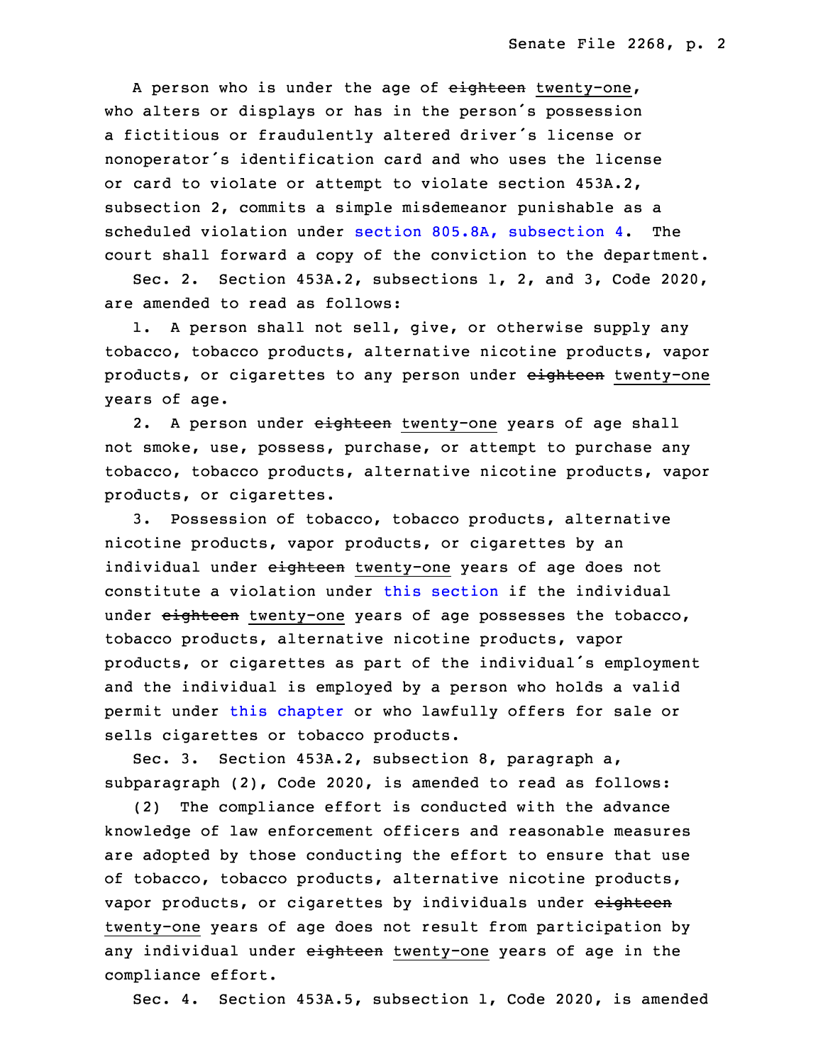A person who is under the age of ~~eighteen~~ twenty-one, who alters or displays or has in the person's possession a fictitious or fraudulently altered driver's license or nonoperator's identification card and who uses the license or card to violate or attempt to violate section 453A.2, subsection 2, commits a simple misdemeanor punishable as a scheduled violation under section 805.8A, subsection 4. The court shall forward a copy of the conviction to the department.

Sec. 2. Section 453A.2, subsections 1, 2, and 3, Code 2020, are amended to read as follows:

1. A person shall not sell, give, or otherwise supply any tobacco, tobacco products, alternative nicotine products, vapor products, or cigarettes to any person under ~~eighteen~~ twenty-one years of age.

2. A person under ~~eighteen~~ twenty-one years of age shall not smoke, use, possess, purchase, or attempt to purchase any tobacco, tobacco products, alternative nicotine products, vapor products, or cigarettes.

3. Possession of tobacco, tobacco products, alternative nicotine products, vapor products, or cigarettes by an individual under ~~eighteen~~ twenty-one years of age does not constitute a violation under this section if the individual under ~~eighteen~~ twenty-one years of age possesses the tobacco, tobacco products, alternative nicotine products, vapor products, or cigarettes as part of the individual's employment and the individual is employed by a person who holds a valid permit under this chapter or who lawfully offers for sale or sells cigarettes or tobacco products.

Sec. 3. Section 453A.2, subsection 8, paragraph a, subparagraph (2), Code 2020, is amended to read as follows:

(2) The compliance effort is conducted with the advance knowledge of law enforcement officers and reasonable measures are adopted by those conducting the effort to ensure that use of tobacco, tobacco products, alternative nicotine products, vapor products, or cigarettes by individuals under ~~eighteen~~ twenty-one years of age does not result from participation by any individual under ~~eighteen~~ twenty-one years of age in the compliance effort.

Sec. 4. Section 453A.5, subsection 1, Code 2020, is amended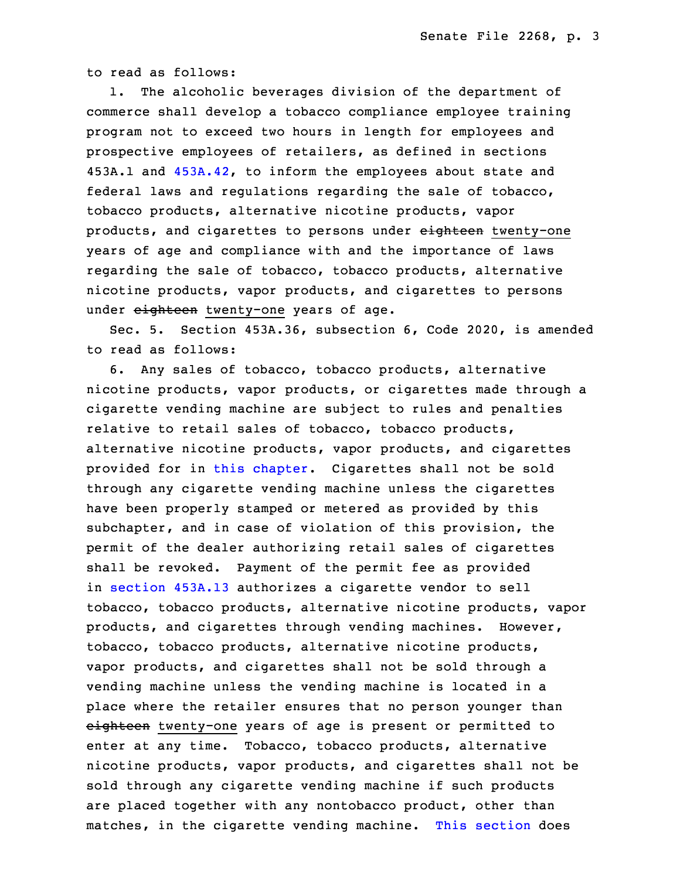to read as follows:

1. The alcoholic beverages division of the department of commerce shall develop a tobacco compliance employee training program not to exceed two hours in length for employees and prospective employees of retailers, as defined in sections 453A.1 and 453A.42, to inform the employees about state and federal laws and regulations regarding the sale of tobacco, tobacco products, alternative nicotine products, vapor products, and cigarettes to persons under ~~eighteen~~ twenty-one years of age and compliance with and the importance of laws regarding the sale of tobacco, tobacco products, alternative nicotine products, vapor products, and cigarettes to persons under ~~eighteen~~ twenty-one years of age.

Sec. 5. Section 453A.36, subsection 6, Code 2020, is amended to read as follows:

6. Any sales of tobacco, tobacco products, alternative nicotine products, vapor products, or cigarettes made through a cigarette vending machine are subject to rules and penalties relative to retail sales of tobacco, tobacco products, alternative nicotine products, vapor products, and cigarettes provided for in this chapter. Cigarettes shall not be sold through any cigarette vending machine unless the cigarettes have been properly stamped or metered as provided by this subchapter, and in case of violation of this provision, the permit of the dealer authorizing retail sales of cigarettes shall be revoked. Payment of the permit fee as provided in section 453A.13 authorizes a cigarette vendor to sell tobacco, tobacco products, alternative nicotine products, vapor products, and cigarettes through vending machines. However, tobacco, tobacco products, alternative nicotine products, vapor products, and cigarettes shall not be sold through a vending machine unless the vending machine is located in a place where the retailer ensures that no person younger than ~~eighteen~~ twenty-one years of age is present or permitted to enter at any time. Tobacco, tobacco products, alternative nicotine products, vapor products, and cigarettes shall not be sold through any cigarette vending machine if such products are placed together with any nontobacco product, other than matches, in the cigarette vending machine. This section does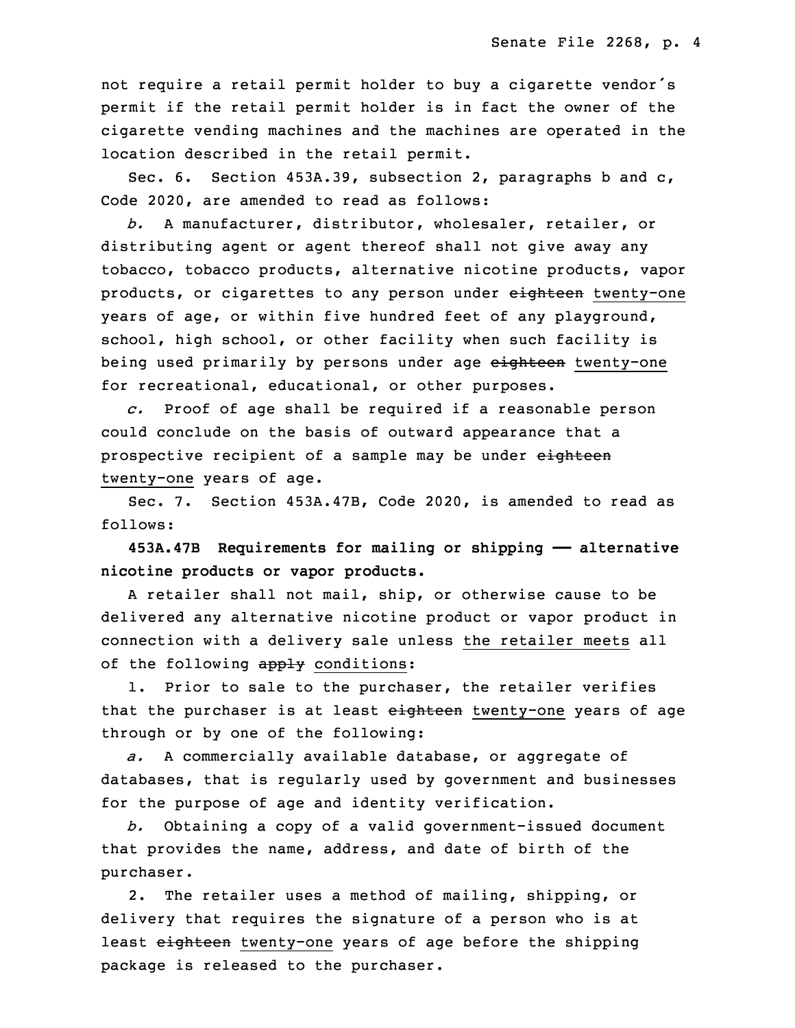not require a retail permit holder to buy a cigarette vendor's permit if the retail permit holder is in fact the owner of the cigarette vending machines and the machines are operated in the location described in the retail permit.

Sec. 6. Section 453A.39, subsection 2, paragraphs b and c, Code 2020, are amended to read as follows:

*b.* A manufacturer, distributor, wholesaler, retailer, or distributing agent or agent thereof shall not give away any tobacco, tobacco products, alternative nicotine products, vapor products, or cigarettes to any person under ~~eighteen~~ twenty-one years of age, or within five hundred feet of any playground, school, high school, or other facility when such facility is being used primarily by persons under age ~~eighteen~~ twenty-one for recreational, educational, or other purposes.

*c.* Proof of age shall be required if a reasonable person could conclude on the basis of outward appearance that a prospective recipient of a sample may be under ~~eighteen~~ twenty-one years of age.

Sec. 7. Section 453A.47B, Code 2020, is amended to read as follows:

**453A.47B Requirements for mailing or shipping — alternative nicotine products or vapor products.**

A retailer shall not mail, ship, or otherwise cause to be delivered any alternative nicotine product or vapor product in connection with a delivery sale unless the retailer meets all of the following ~~apply~~ conditions:

1. Prior to sale to the purchaser, the retailer verifies that the purchaser is at least ~~eighteen~~ twenty-one years of age through or by one of the following:

*a.* A commercially available database, or aggregate of databases, that is regularly used by government and businesses for the purpose of age and identity verification.

*b.* Obtaining a copy of a valid government-issued document that provides the name, address, and date of birth of the purchaser.

2. The retailer uses a method of mailing, shipping, or delivery that requires the signature of a person who is at least ~~eighteen~~ twenty-one years of age before the shipping package is released to the purchaser.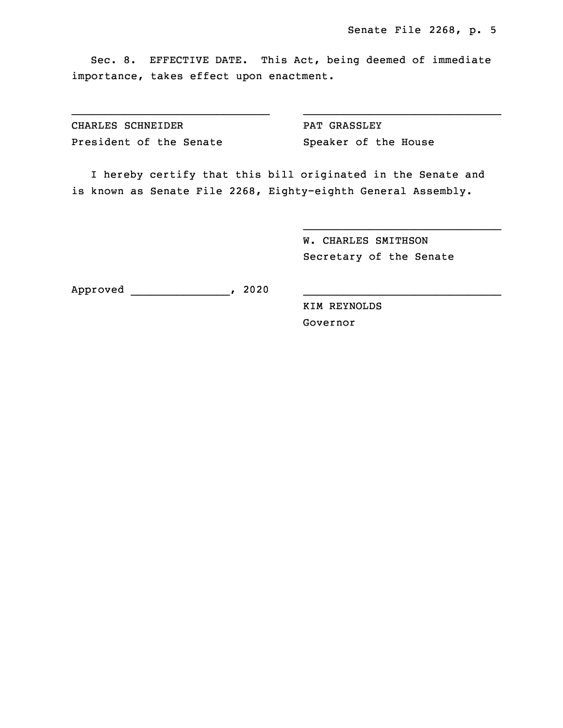Sec. 8. EFFECTIVE DATE. This Act, being deemed of immediate importance, takes effect upon enactment.

______________________________ ______________________________

CHARLES SCHNEIDER
President of the Senate

PAT GRASSLEY
Speaker of the House

I hereby certify that this bill originated in the Senate and is known as Senate File 2268, Eighty-eighth General Assembly.

______________________________

W. CHARLES SMITHSON
Secretary of the Senate

Approved _______________, 2020

______________________________

KIM REYNOLDS
Governor